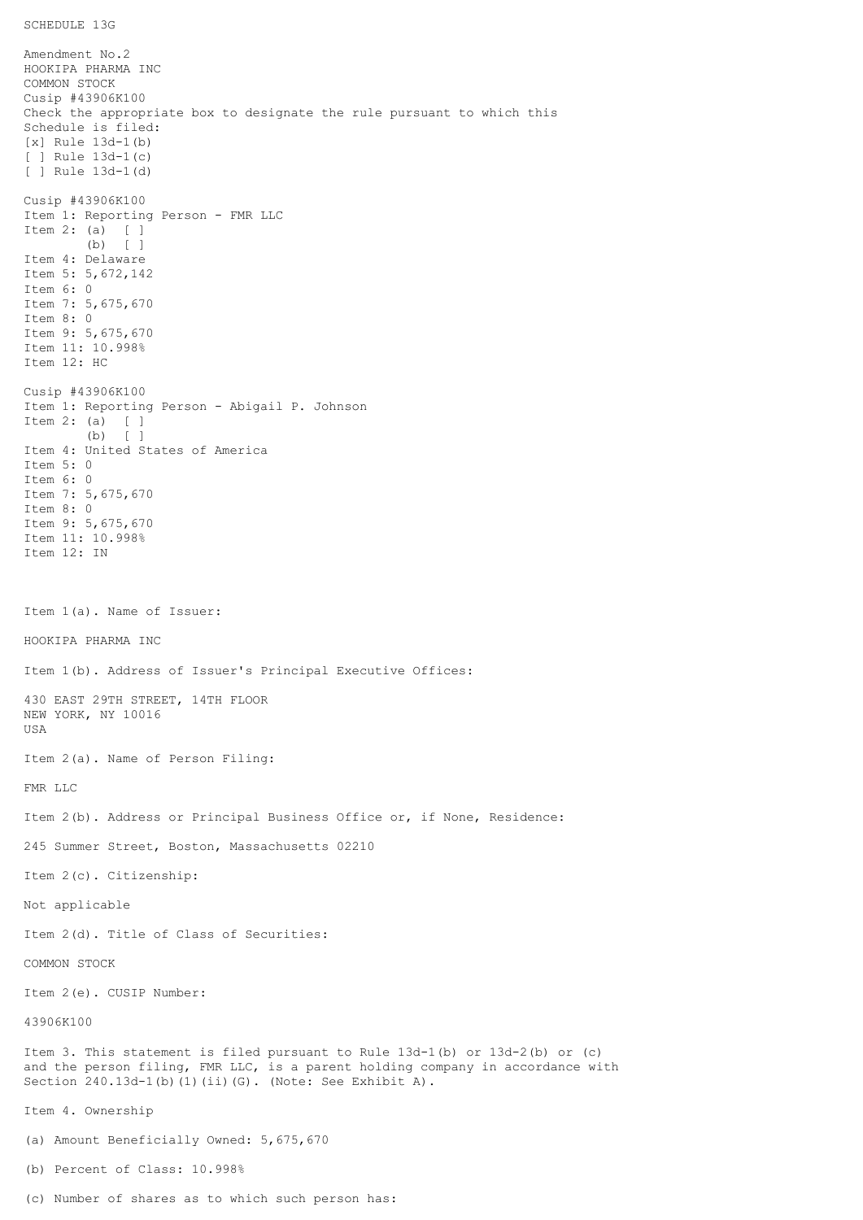SCHEDULE 13G

Amendment No.2
HOOKIPA PHARMA INC
COMMON STOCK
Cusip #43906K100
Check the appropriate box to designate the rule pursuant to which this Schedule is filed:
[x] Rule 13d-1(b)
[ ] Rule 13d-1(c)
[ ] Rule 13d-1(d)

Cusip #43906K100
Item 1: Reporting Person - FMR LLC
Item 2: (a) [ ]
(b) [ ]
Item 4: Delaware
Item 5: 5,672,142
Item 6: 0
Item 7: 5,675,670
Item 8: 0
Item 9: 5,675,670
Item 11: 10.998%
Item 12: HC

Cusip #43906K100
Item 1: Reporting Person - Abigail P. Johnson
Item 2: (a) [ ]
(b) [ ]
Item 4: United States of America
Item 5: 0
Item 6: 0
Item 7: 5,675,670
Item 8: 0
Item 9: 5,675,670
Item 11: 10.998%
Item 12: IN

Item 1(a). Name of Issuer:

HOOKIPA PHARMA INC

Item 1(b). Address of Issuer's Principal Executive Offices:

430 EAST 29TH STREET, 14TH FLOOR
NEW YORK, NY 10016
USA

Item 2(a). Name of Person Filing:

FMR LLC

Item 2(b). Address or Principal Business Office or, if None, Residence:

245 Summer Street, Boston, Massachusetts 02210

Item 2(c). Citizenship:

Not applicable

Item 2(d). Title of Class of Securities:

COMMON STOCK

Item 2(e). CUSIP Number:

43906K100

Item 3. This statement is filed pursuant to Rule 13d-1(b) or 13d-2(b) or (c) and the person filing, FMR LLC, is a parent holding company in accordance with Section 240.13d-1(b)(1)(ii)(G). (Note: See Exhibit A).

Item 4. Ownership

(a) Amount Beneficially Owned: 5,675,670

(b) Percent of Class: 10.998%

(c) Number of shares as to which such person has: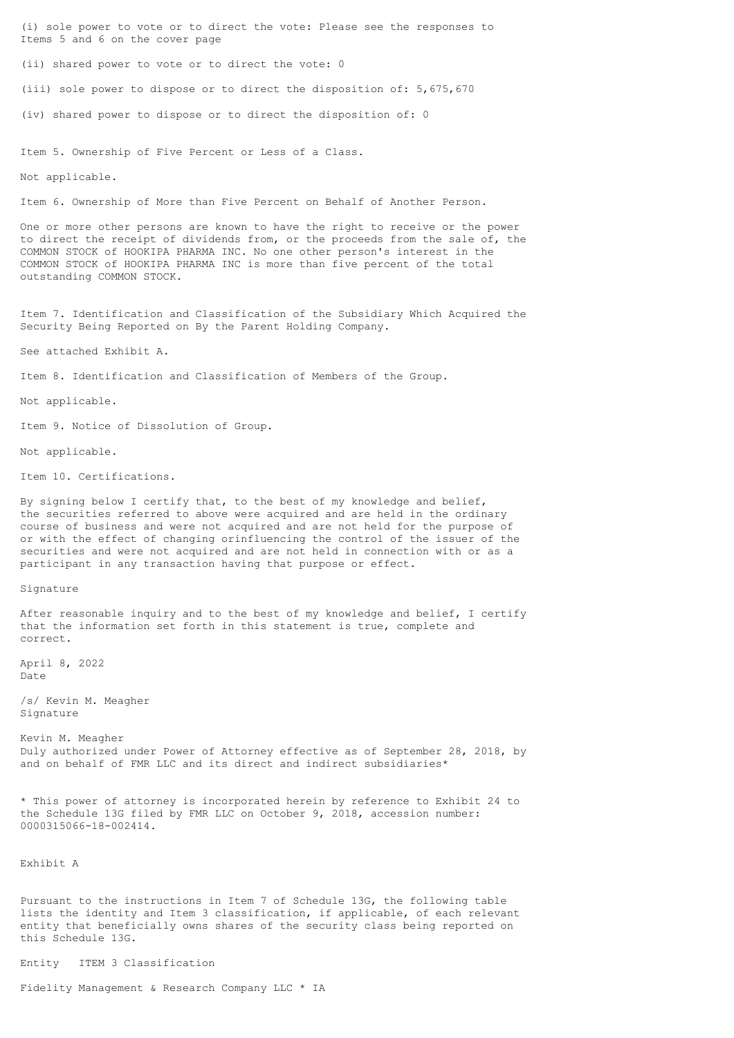(i) sole power to vote or to direct the vote: Please see the responses to Items 5 and 6 on the cover page

(ii) shared power to vote or to direct the vote: 0

(iii) sole power to dispose or to direct the disposition of: 5,675,670

(iv) shared power to dispose or to direct the disposition of: 0

Item 5. Ownership of Five Percent or Less of a Class.

Not applicable.

Item 6. Ownership of More than Five Percent on Behalf of Another Person.

One or more other persons are known to have the right to receive or the power to direct the receipt of dividends from, or the proceeds from the sale of, the COMMON STOCK of HOOKIPA PHARMA INC. No one other person's interest in the COMMON STOCK of HOOKIPA PHARMA INC is more than five percent of the total outstanding COMMON STOCK.

Item 7. Identification and Classification of the Subsidiary Which Acquired the Security Being Reported on By the Parent Holding Company.

See attached Exhibit A.

Item 8. Identification and Classification of Members of the Group.

Not applicable.

Item 9. Notice of Dissolution of Group.

Not applicable.

Item 10. Certifications.

By signing below I certify that, to the best of my knowledge and belief, the securities referred to above were acquired and are held in the ordinary course of business and were not acquired and are not held for the purpose of or with the effect of changing orinfluencing the control of the issuer of the securities and were not acquired and are not held in connection with or as a participant in any transaction having that purpose or effect.

Signature

After reasonable inquiry and to the best of my knowledge and belief, I certify that the information set forth in this statement is true, complete and correct.

April 8, 2022
Date

/s/ Kevin M. Meagher
Signature

Kevin M. Meagher
Duly authorized under Power of Attorney effective as of September 28, 2018, by and on behalf of FMR LLC and its direct and indirect subsidiaries*

* This power of attorney is incorporated herein by reference to Exhibit 24 to the Schedule 13G filed by FMR LLC on October 9, 2018, accession number: 0000315066-18-002414.

Exhibit A

Pursuant to the instructions in Item 7 of Schedule 13G, the following table lists the identity and Item 3 classification, if applicable, of each relevant entity that beneficially owns shares of the security class being reported on this Schedule 13G.

| Entity | ITEM 3 Classification |
|---|---|
| Fidelity Management & Research Company LLC * | IA |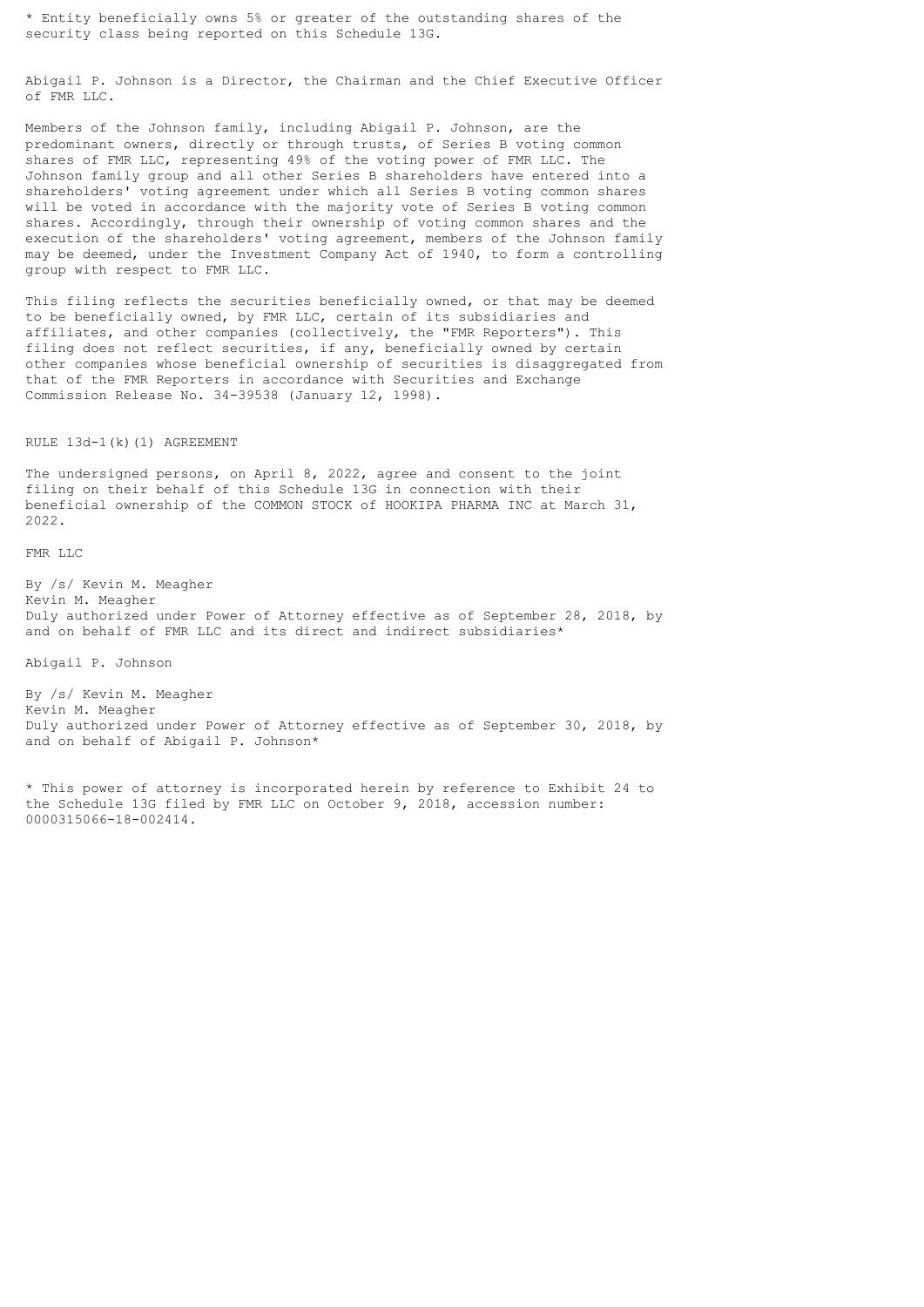* Entity beneficially owns 5% or greater of the outstanding shares of the security class being reported on this Schedule 13G.

Abigail P. Johnson is a Director, the Chairman and the Chief Executive Officer of FMR LLC.

Members of the Johnson family, including Abigail P. Johnson, are the predominant owners, directly or through trusts, of Series B voting common shares of FMR LLC, representing 49% of the voting power of FMR LLC. The Johnson family group and all other Series B shareholders have entered into a shareholders' voting agreement under which all Series B voting common shares will be voted in accordance with the majority vote of Series B voting common shares. Accordingly, through their ownership of voting common shares and the execution of the shareholders' voting agreement, members of the Johnson family may be deemed, under the Investment Company Act of 1940, to form a controlling group with respect to FMR LLC.

This filing reflects the securities beneficially owned, or that may be deemed to be beneficially owned, by FMR LLC, certain of its subsidiaries and affiliates, and other companies (collectively, the "FMR Reporters"). This filing does not reflect securities, if any, beneficially owned by certain other companies whose beneficial ownership of securities is disaggregated from that of the FMR Reporters in accordance with Securities and Exchange Commission Release No. 34-39538 (January 12, 1998).

RULE 13d-1(k)(1) AGREEMENT

The undersigned persons, on April 8, 2022, agree and consent to the joint filing on their behalf of this Schedule 13G in connection with their beneficial ownership of the COMMON STOCK of HOOKIPA PHARMA INC at March 31, 2022.

FMR LLC

By /s/ Kevin M. Meagher
Kevin M. Meagher
Duly authorized under Power of Attorney effective as of September 28, 2018, by and on behalf of FMR LLC and its direct and indirect subsidiaries*

Abigail P. Johnson

By /s/ Kevin M. Meagher
Kevin M. Meagher
Duly authorized under Power of Attorney effective as of September 30, 2018, by and on behalf of Abigail P. Johnson*

* This power of attorney is incorporated herein by reference to Exhibit 24 to the Schedule 13G filed by FMR LLC on October 9, 2018, accession number: 0000315066-18-002414.